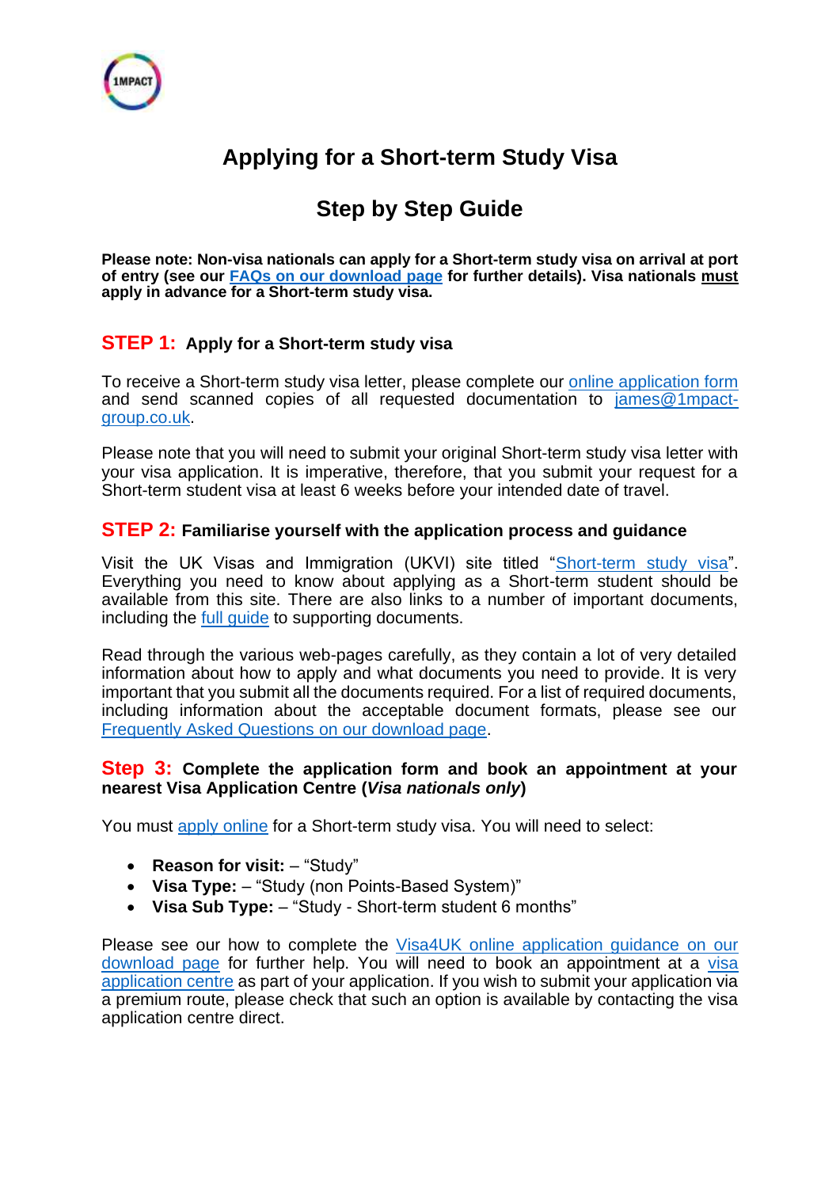# Applying for a Short-term Study Visa

## Step by Step Guide

**Please note: Non-visa nationals can apply for a Short-term study visa on arrival at port of entry (see our FAQs on our download page for further details). Visa nationals must apply in advance for a Short-term study visa.**

### STEP 1: Apply for a Short-term study visa

To receive a Short-term study visa letter, please complete our online application form and send scanned copies of all requested documentation to james@1mpact-group.co.uk.

Please note that you will need to submit your original Short-term study visa letter with your visa application. It is imperative, therefore, that you submit your request for a Short-term student visa at least 6 weeks before your intended date of travel.

### STEP 2: Familiarise yourself with the application process and guidance

Visit the UK Visas and Immigration (UKVI) site titled "Short-term study visa". Everything you need to know about applying as a Short-term student should be available from this site. There are also links to a number of important documents, including the full guide to supporting documents.

Read through the various web-pages carefully, as they contain a lot of very detailed information about how to apply and what documents you need to provide. It is very important that you submit all the documents required. For a list of required documents, including information about the acceptable document formats, please see our Frequently Asked Questions on our download page.

### Step 3: Complete the application form and book an appointment at your nearest Visa Application Centre (*Visa nationals only*)

You must apply online for a Short-term study visa. You will need to select:

- **Reason for visit:** – "Study"
- **Visa Type:** – "Study (non Points-Based System)"
- **Visa Sub Type:** – "Study - Short-term student 6 months"

Please see our how to complete the Visa4UK online application guidance on our download page for further help. You will need to book an appointment at a visa application centre as part of your application. If you wish to submit your application via a premium route, please check that such an option is available by contacting the visa application centre direct.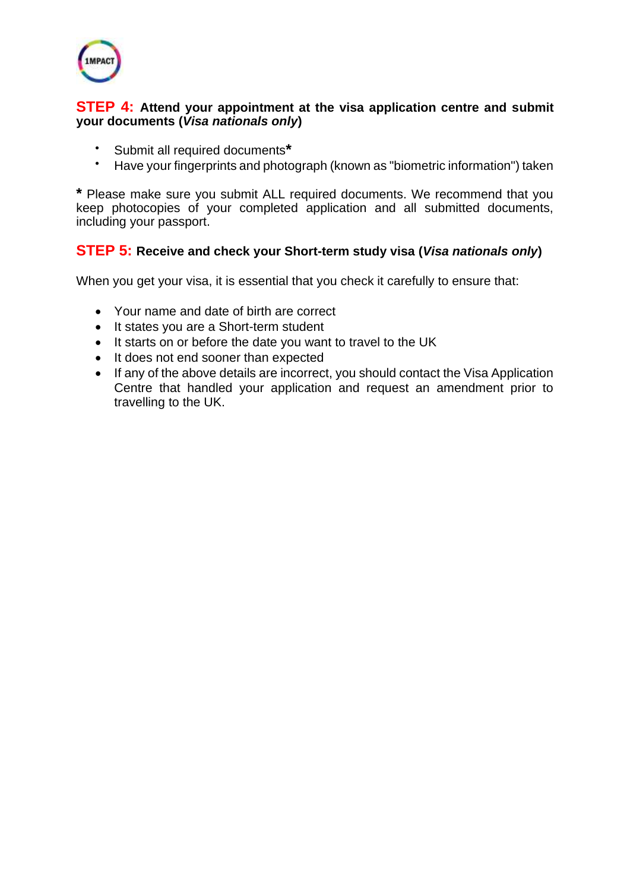## STEP 4: Attend your appointment at the visa application centre and submit your documents (*Visa nationals only*)

- Submit all required documents**\***
- Have your fingerprints and photograph (known as "biometric information") taken

**\*** Please make sure you submit ALL required documents. We recommend that you keep photocopies of your completed application and all submitted documents, including your passport.

## STEP 5: Receive and check your Short-term study visa (*Visa nationals only*)

When you get your visa, it is essential that you check it carefully to ensure that:

- Your name and date of birth are correct
- It states you are a Short-term student
- It starts on or before the date you want to travel to the UK
- It does not end sooner than expected
- If any of the above details are incorrect, you should contact the Visa Application Centre that handled your application and request an amendment prior to travelling to the UK.